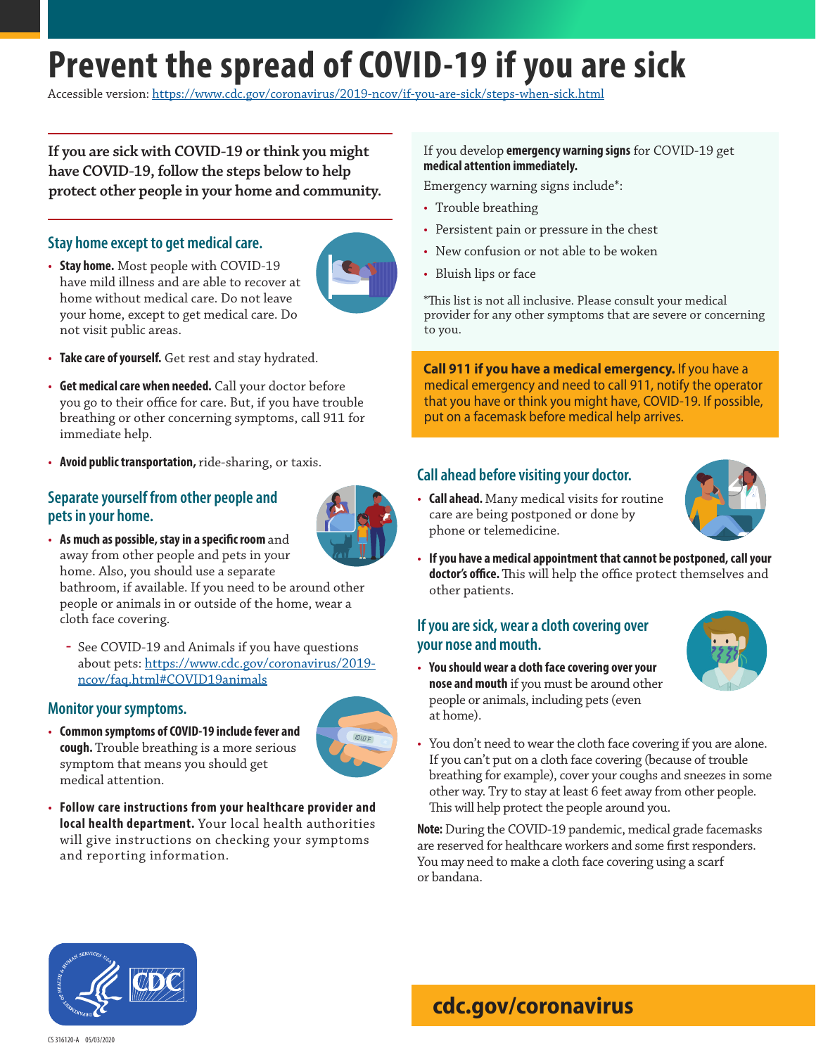# Prevent the spread of COVID-19 if you are sick

Accessible version: https://www.cdc.gov/coronavirus/2019-ncov/if-you-are-sick/steps-when-sick.html

**If you are sick with COVID-19 or think you might have COVID-19, follow the steps below to help protect other people in your home and community.**

## Stay home except to get medical care.

- **Stay home.** Most people with COVID-19 have mild illness and are able to recover at home without medical care. Do not leave your home, except to get medical care. Do not visit public areas.
- **Take care of yourself.** Get rest and stay hydrated.
- **Get medical care when needed.** Call your doctor before you go to their office for care. But, if you have trouble breathing or other concerning symptoms, call 911 for immediate help.
- **Avoid public transportation,** ride-sharing, or taxis.

## Separate yourself from other people and pets in your home.

- **As much as possible, stay in a specific room** and away from other people and pets in your home. Also, you should use a separate bathroom, if available. If you need to be around other people or animals in or outside of the home, wear a cloth face covering.
  - See COVID-19 and Animals if you have questions about pets: https://www.cdc.gov/coronavirus/2019-ncov/faq.html#COVID19animals

## Monitor your symptoms.

- **Common symptoms of COVID-19 include fever and cough.** Trouble breathing is a more serious symptom that means you should get medical attention.
- **Follow care instructions from your healthcare provider and local health department.** Your local health authorities will give instructions on checking your symptoms and reporting information.

If you develop **emergency warning signs** for COVID-19 get **medical attention immediately.**

Emergency warning signs include*:

- Trouble breathing
- Persistent pain or pressure in the chest
- New confusion or not able to be woken
- Bluish lips or face

*This list is not all inclusive. Please consult your medical provider for any other symptoms that are severe or concerning to you.

**Call 911 if you have a medical emergency.** If you have a medical emergency and need to call 911, notify the operator that you have or think you might have, COVID-19. If possible, put on a facemask before medical help arrives.

## Call ahead before visiting your doctor.

- **Call ahead.** Many medical visits for routine care are being postponed or done by phone or telemedicine.
- **If you have a medical appointment that cannot be postponed, call your doctor's office.** This will help the office protect themselves and other patients.

## If you are sick, wear a cloth covering over your nose and mouth.

- **You should wear a cloth face covering over your nose and mouth** if you must be around other people or animals, including pets (even at home).
- You don't need to wear the cloth face covering if you are alone. If you can't put on a cloth face covering (because of trouble breathing for example), cover your coughs and sneezes in some other way. Try to stay at least 6 feet away from other people. This will help protect the people around you.

**Note:** During the COVID-19 pandemic, medical grade facemasks are reserved for healthcare workers and some first responders. You may need to make a cloth face covering using a scarf or bandana.

**cdc.gov/coronavirus**

CS 316120-A 05/03/2020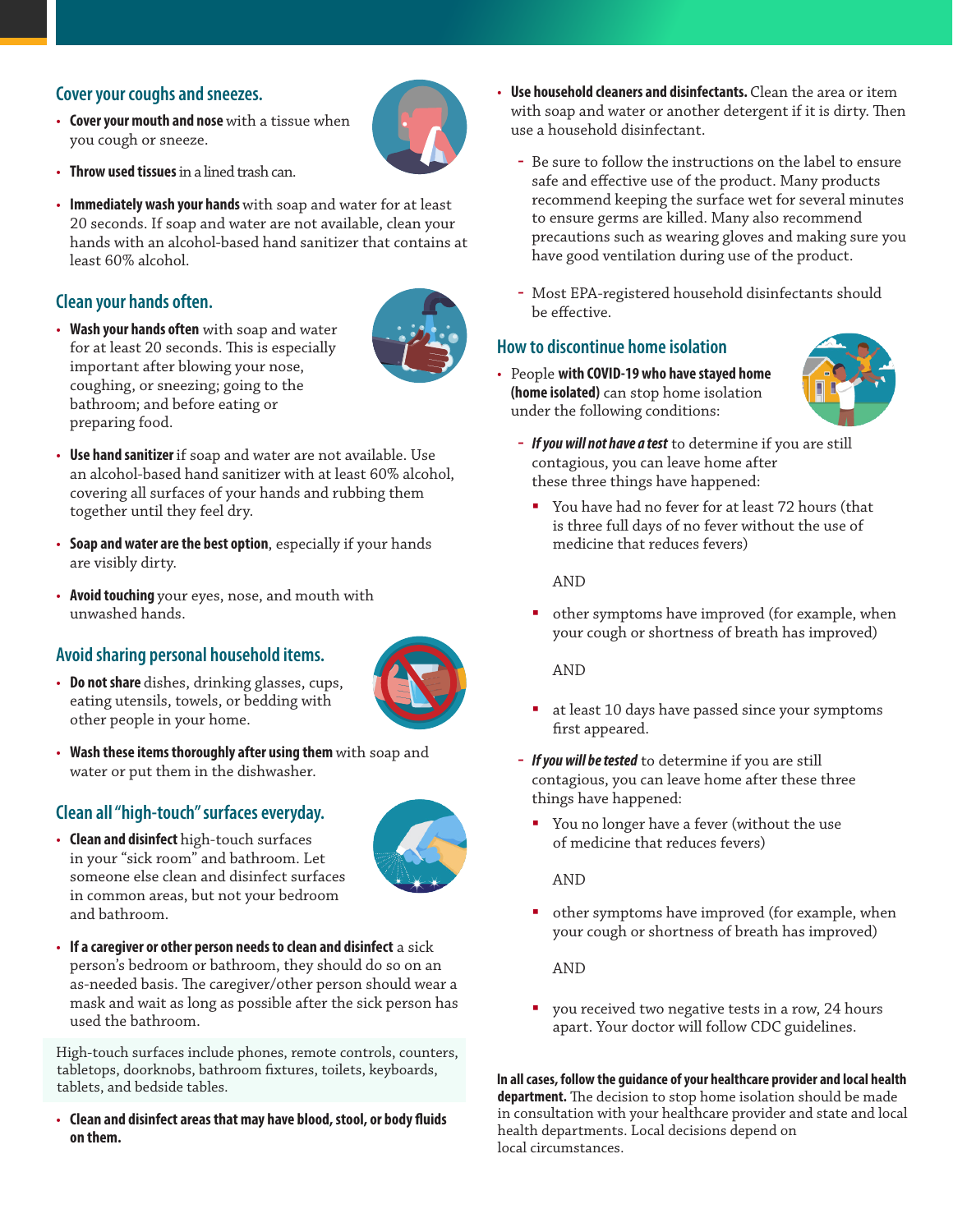## Cover your coughs and sneezes.

- **Cover your mouth and nose** with a tissue when you cough or sneeze.
- **Throw used tissues** in a lined trash can.
- **Immediately wash your hands** with soap and water for at least 20 seconds. If soap and water are not available, clean your hands with an alcohol-based hand sanitizer that contains at least 60% alcohol.

## Clean your hands often.

- **Wash your hands often** with soap and water for at least 20 seconds. This is especially important after blowing your nose, coughing, or sneezing; going to the bathroom; and before eating or preparing food.
- **Use hand sanitizer** if soap and water are not available. Use an alcohol-based hand sanitizer with at least 60% alcohol, covering all surfaces of your hands and rubbing them together until they feel dry.
- **Soap and water are the best option**, especially if your hands are visibly dirty.
- **Avoid touching** your eyes, nose, and mouth with unwashed hands.

## Avoid sharing personal household items.

- **Do not share** dishes, drinking glasses, cups, eating utensils, towels, or bedding with other people in your home.
- **Wash these items thoroughly after using them** with soap and water or put them in the dishwasher.

## Clean all "high-touch" surfaces everyday.

- **Clean and disinfect** high-touch surfaces in your "sick room" and bathroom. Let someone else clean and disinfect surfaces in common areas, but not your bedroom and bathroom.
- **If a caregiver or other person needs to clean and disinfect** a sick person's bedroom or bathroom, they should do so on an as-needed basis. The caregiver/other person should wear a mask and wait as long as possible after the sick person has used the bathroom.

High-touch surfaces include phones, remote controls, counters, tabletops, doorknobs, bathroom fixtures, toilets, keyboards, tablets, and bedside tables.

- **Clean and disinfect areas that may have blood, stool, or body fluids on them.**
- **Use household cleaners and disinfectants.** Clean the area or item with soap and water or another detergent if it is dirty. Then use a household disinfectant.
  - Be sure to follow the instructions on the label to ensure safe and effective use of the product. Many products recommend keeping the surface wet for several minutes to ensure germs are killed. Many also recommend precautions such as wearing gloves and making sure you have good ventilation during use of the product.
  - Most EPA-registered household disinfectants should be effective.

## How to discontinue home isolation

- People **with COVID-19 who have stayed home (home isolated)** can stop home isolation under the following conditions:
  - ***If you will not have a test*** to determine if you are still contagious, you can leave home after these three things have happened:
    - You have had no fever for at least 72 hours (that is three full days of no fever without the use of medicine that reduces fevers)

      AND
    - other symptoms have improved (for example, when your cough or shortness of breath has improved)

      AND
    - at least 10 days have passed since your symptoms first appeared.
  - ***If you will be tested*** to determine if you are still contagious, you can leave home after these three things have happened:
    - You no longer have a fever (without the use of medicine that reduces fevers)

      AND
    - other symptoms have improved (for example, when your cough or shortness of breath has improved)

      AND
    - you received two negative tests in a row, 24 hours apart. Your doctor will follow CDC guidelines.

**In all cases, follow the guidance of your healthcare provider and local health department.** The decision to stop home isolation should be made in consultation with your healthcare provider and state and local health departments. Local decisions depend on local circumstances.